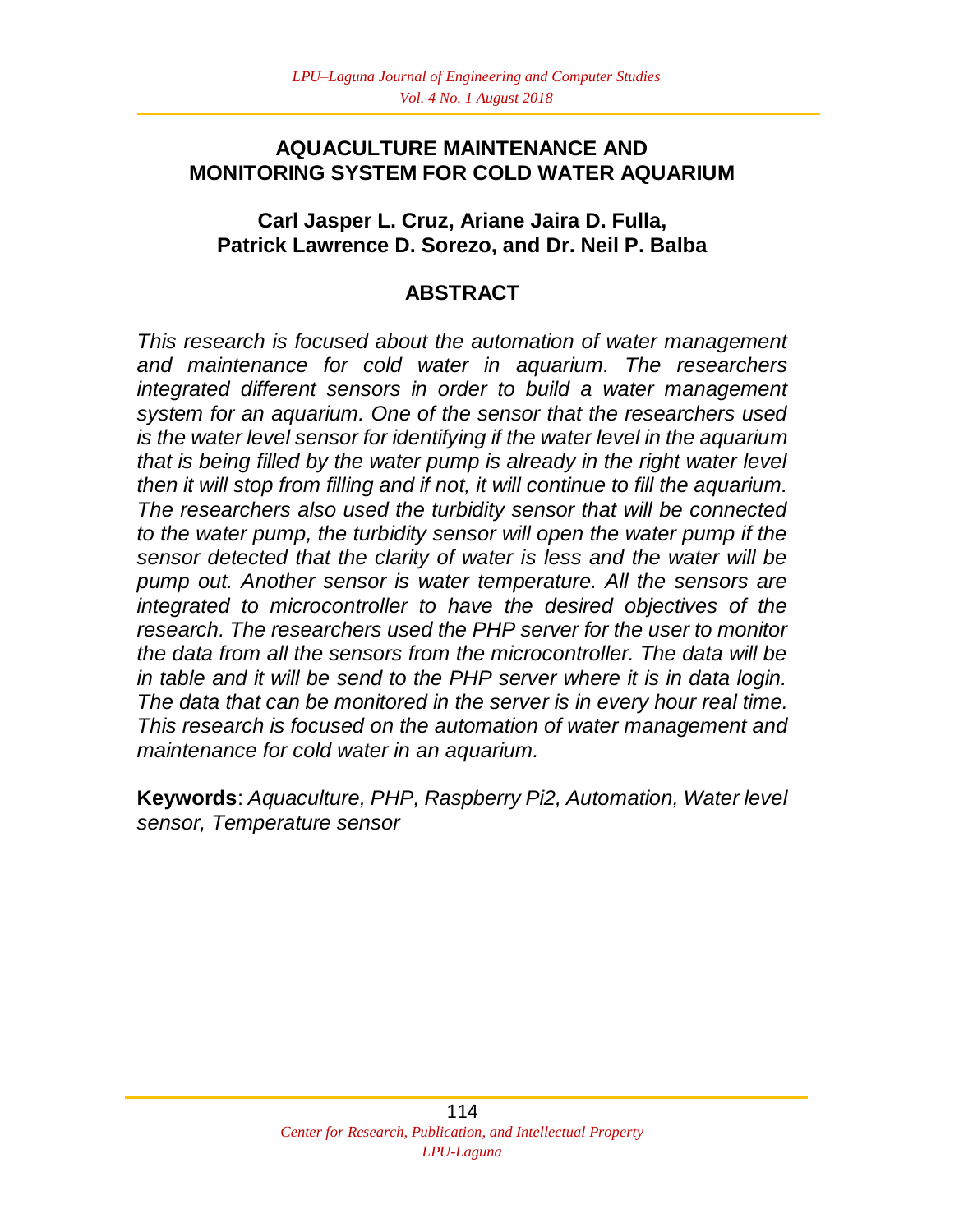# AQUACULTURE MAINTENANCE AND MONITORING SYSTEM FOR COLD WATER AQUARIUM

**Carl Jasper L. Cruz, Ariane Jaira D. Fulla, Patrick Lawrence D. Sorezo, and Dr. Neil P. Balba**

## ABSTRACT

*This research is focused about the automation of water management and maintenance for cold water in aquarium. The researchers integrated different sensors in order to build a water management system for an aquarium. One of the sensor that the researchers used is the water level sensor for identifying if the water level in the aquarium that is being filled by the water pump is already in the right water level then it will stop from filling and if not, it will continue to fill the aquarium. The researchers also used the turbidity sensor that will be connected to the water pump, the turbidity sensor will open the water pump if the sensor detected that the clarity of water is less and the water will be pump out. Another sensor is water temperature. All the sensors are integrated to microcontroller to have the desired objectives of the research. The researchers used the PHP server for the user to monitor the data from all the sensors from the microcontroller. The data will be in table and it will be send to the PHP server where it is in data login. The data that can be monitored in the server is in every hour real time. This research is focused on the automation of water management and maintenance for cold water in an aquarium.*

**Keywords**: *Aquaculture, PHP, Raspberry Pi2, Automation, Water level sensor, Temperature sensor*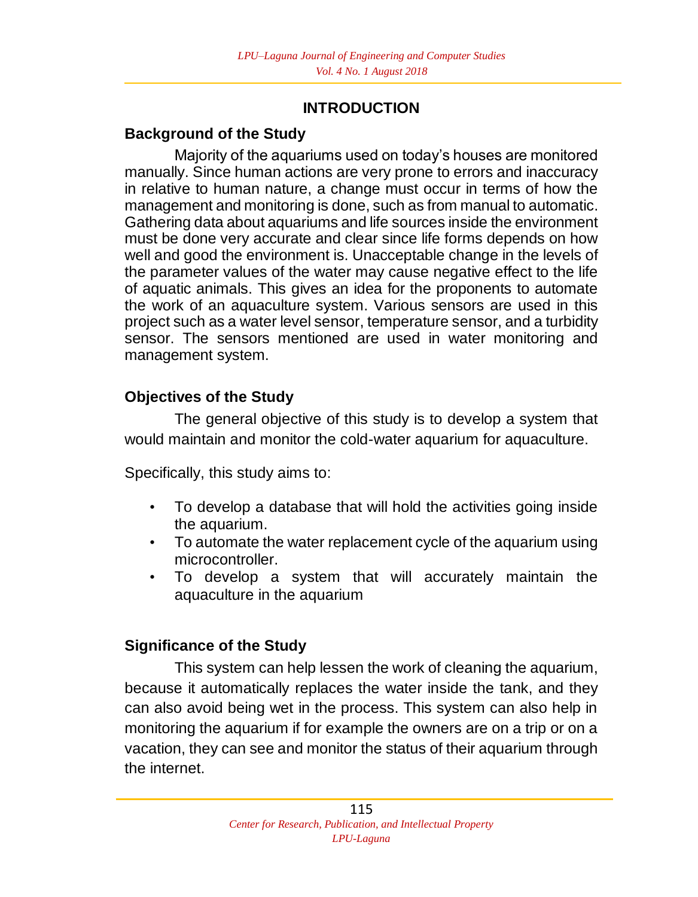## INTRODUCTION

### Background of the Study

Majority of the aquariums used on today's houses are monitored manually. Since human actions are very prone to errors and inaccuracy in relative to human nature, a change must occur in terms of how the management and monitoring is done, such as from manual to automatic. Gathering data about aquariums and life sources inside the environment must be done very accurate and clear since life forms depends on how well and good the environment is. Unacceptable change in the levels of the parameter values of the water may cause negative effect to the life of aquatic animals. This gives an idea for the proponents to automate the work of an aquaculture system. Various sensors are used in this project such as a water level sensor, temperature sensor, and a turbidity sensor. The sensors mentioned are used in water monitoring and management system.

### Objectives of the Study

The general objective of this study is to develop a system that would maintain and monitor the cold-water aquarium for aquaculture.

Specifically, this study aims to:

- To develop a database that will hold the activities going inside the aquarium.
- To automate the water replacement cycle of the aquarium using microcontroller.
- To develop a system that will accurately maintain the aquaculture in the aquarium

### Significance of the Study

This system can help lessen the work of cleaning the aquarium, because it automatically replaces the water inside the tank, and they can also avoid being wet in the process. This system can also help in monitoring the aquarium if for example the owners are on a trip or on a vacation, they can see and monitor the status of their aquarium through the internet.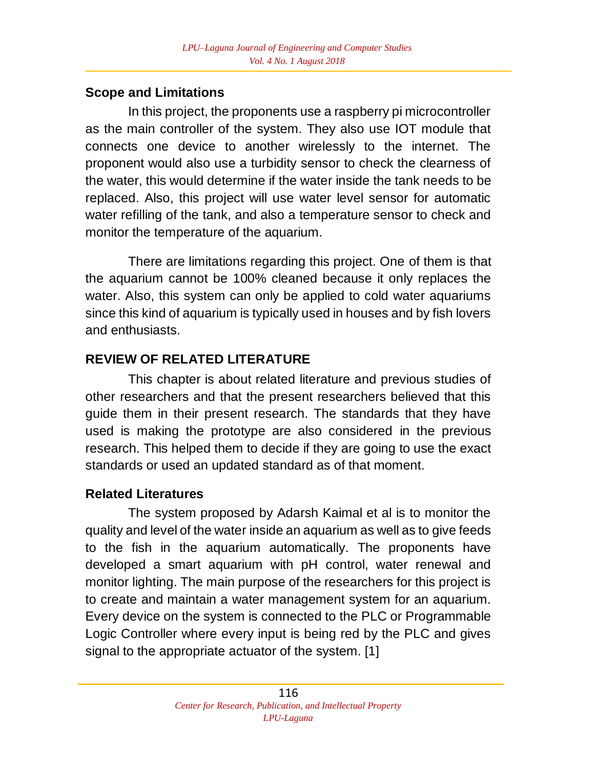### Scope and Limitations

In this project, the proponents use a raspberry pi microcontroller as the main controller of the system. They also use IOT module that connects one device to another wirelessly to the internet. The proponent would also use a turbidity sensor to check the clearness of the water, this would determine if the water inside the tank needs to be replaced. Also, this project will use water level sensor for automatic water refilling of the tank, and also a temperature sensor to check and monitor the temperature of the aquarium.

There are limitations regarding this project. One of them is that the aquarium cannot be 100% cleaned because it only replaces the water. Also, this system can only be applied to cold water aquariums since this kind of aquarium is typically used in houses and by fish lovers and enthusiasts.

## REVIEW OF RELATED LITERATURE

This chapter is about related literature and previous studies of other researchers and that the present researchers believed that this guide them in their present research. The standards that they have used is making the prototype are also considered in the previous research. This helped them to decide if they are going to use the exact standards or used an updated standard as of that moment.

### Related Literatures

The system proposed by Adarsh Kaimal et al is to monitor the quality and level of the water inside an aquarium as well as to give feeds to the fish in the aquarium automatically. The proponents have developed a smart aquarium with pH control, water renewal and monitor lighting. The main purpose of the researchers for this project is to create and maintain a water management system for an aquarium. Every device on the system is connected to the PLC or Programmable Logic Controller where every input is being red by the PLC and gives signal to the appropriate actuator of the system. [1]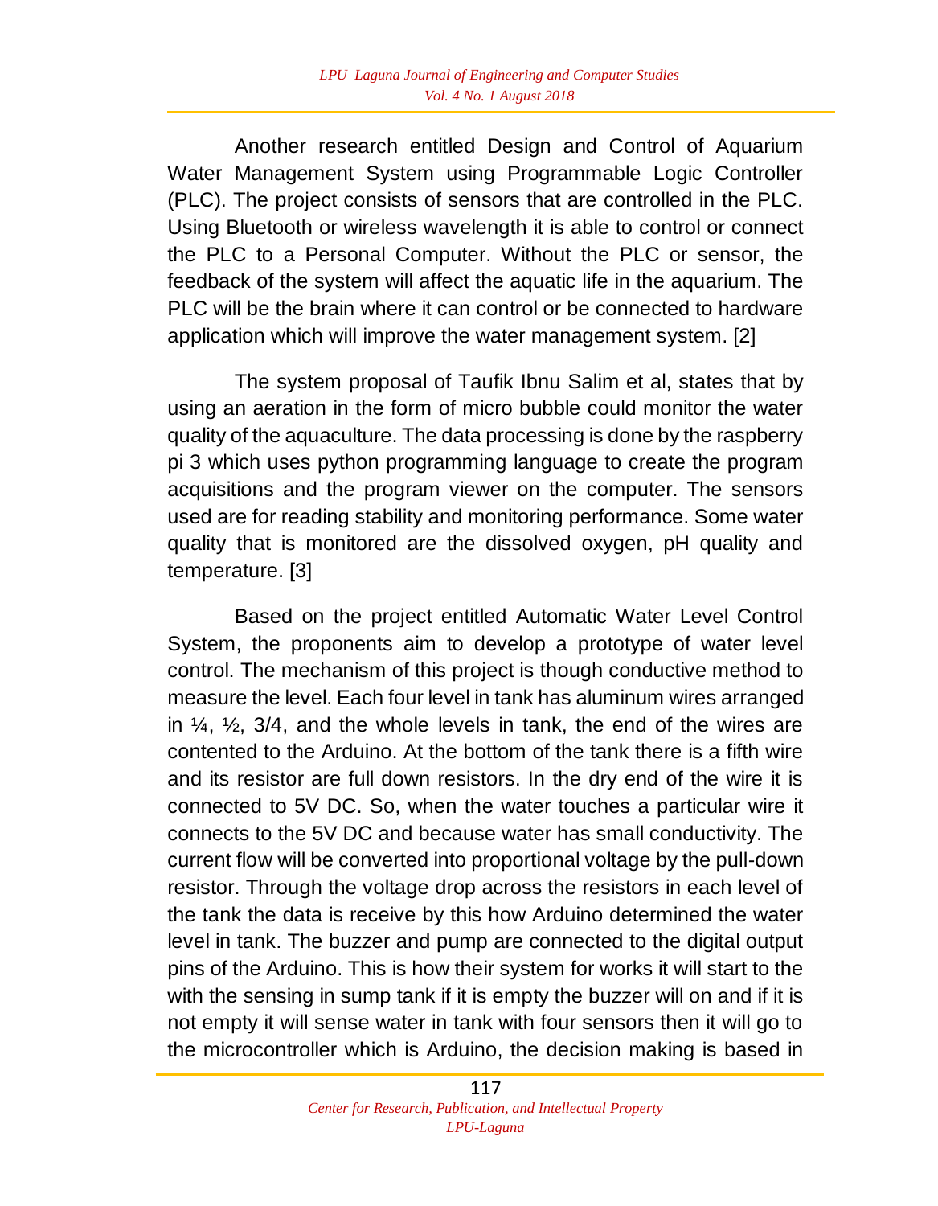Another research entitled Design and Control of Aquarium Water Management System using Programmable Logic Controller (PLC). The project consists of sensors that are controlled in the PLC. Using Bluetooth or wireless wavelength it is able to control or connect the PLC to a Personal Computer. Without the PLC or sensor, the feedback of the system will affect the aquatic life in the aquarium. The PLC will be the brain where it can control or be connected to hardware application which will improve the water management system. [2]

The system proposal of Taufik Ibnu Salim et al, states that by using an aeration in the form of micro bubble could monitor the water quality of the aquaculture. The data processing is done by the raspberry pi 3 which uses python programming language to create the program acquisitions and the program viewer on the computer. The sensors used are for reading stability and monitoring performance. Some water quality that is monitored are the dissolved oxygen, pH quality and temperature. [3]

Based on the project entitled Automatic Water Level Control System, the proponents aim to develop a prototype of water level control. The mechanism of this project is though conductive method to measure the level. Each four level in tank has aluminum wires arranged in ¼, ½, 3/4, and the whole levels in tank, the end of the wires are contented to the Arduino. At the bottom of the tank there is a fifth wire and its resistor are full down resistors. In the dry end of the wire it is connected to 5V DC. So, when the water touches a particular wire it connects to the 5V DC and because water has small conductivity. The current flow will be converted into proportional voltage by the pull-down resistor. Through the voltage drop across the resistors in each level of the tank the data is receive by this how Arduino determined the water level in tank. The buzzer and pump are connected to the digital output pins of the Arduino. This is how their system for works it will start to the with the sensing in sump tank if it is empty the buzzer will on and if it is not empty it will sense water in tank with four sensors then it will go to the microcontroller which is Arduino, the decision making is based in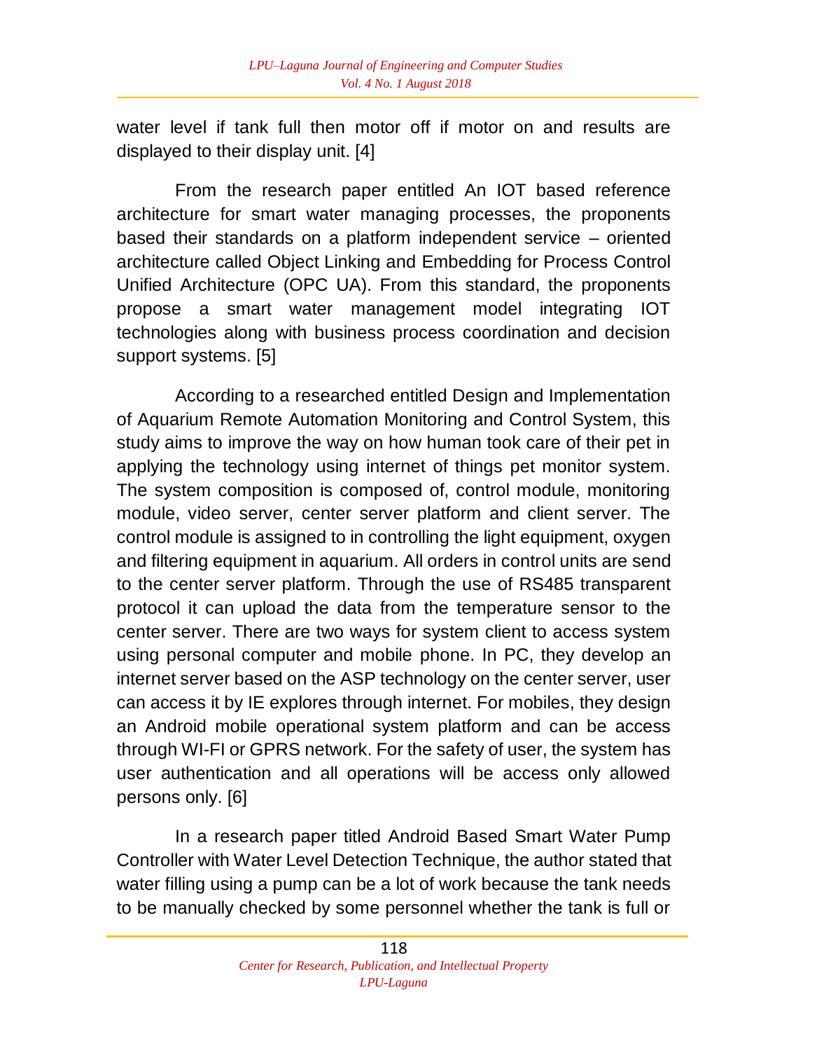water level if tank full then motor off if motor on and results are displayed to their display unit. [4]

From the research paper entitled An IOT based reference architecture for smart water managing processes, the proponents based their standards on a platform independent service – oriented architecture called Object Linking and Embedding for Process Control Unified Architecture (OPC UA). From this standard, the proponents propose a smart water management model integrating IOT technologies along with business process coordination and decision support systems. [5]

According to a researched entitled Design and Implementation of Aquarium Remote Automation Monitoring and Control System, this study aims to improve the way on how human took care of their pet in applying the technology using internet of things pet monitor system. The system composition is composed of, control module, monitoring module, video server, center server platform and client server. The control module is assigned to in controlling the light equipment, oxygen and filtering equipment in aquarium. All orders in control units are send to the center server platform. Through the use of RS485 transparent protocol it can upload the data from the temperature sensor to the center server. There are two ways for system client to access system using personal computer and mobile phone. In PC, they develop an internet server based on the ASP technology on the center server, user can access it by IE explores through internet. For mobiles, they design an Android mobile operational system platform and can be access through WI-FI or GPRS network. For the safety of user, the system has user authentication and all operations will be access only allowed persons only. [6]

In a research paper titled Android Based Smart Water Pump Controller with Water Level Detection Technique, the author stated that water filling using a pump can be a lot of work because the tank needs to be manually checked by some personnel whether the tank is full or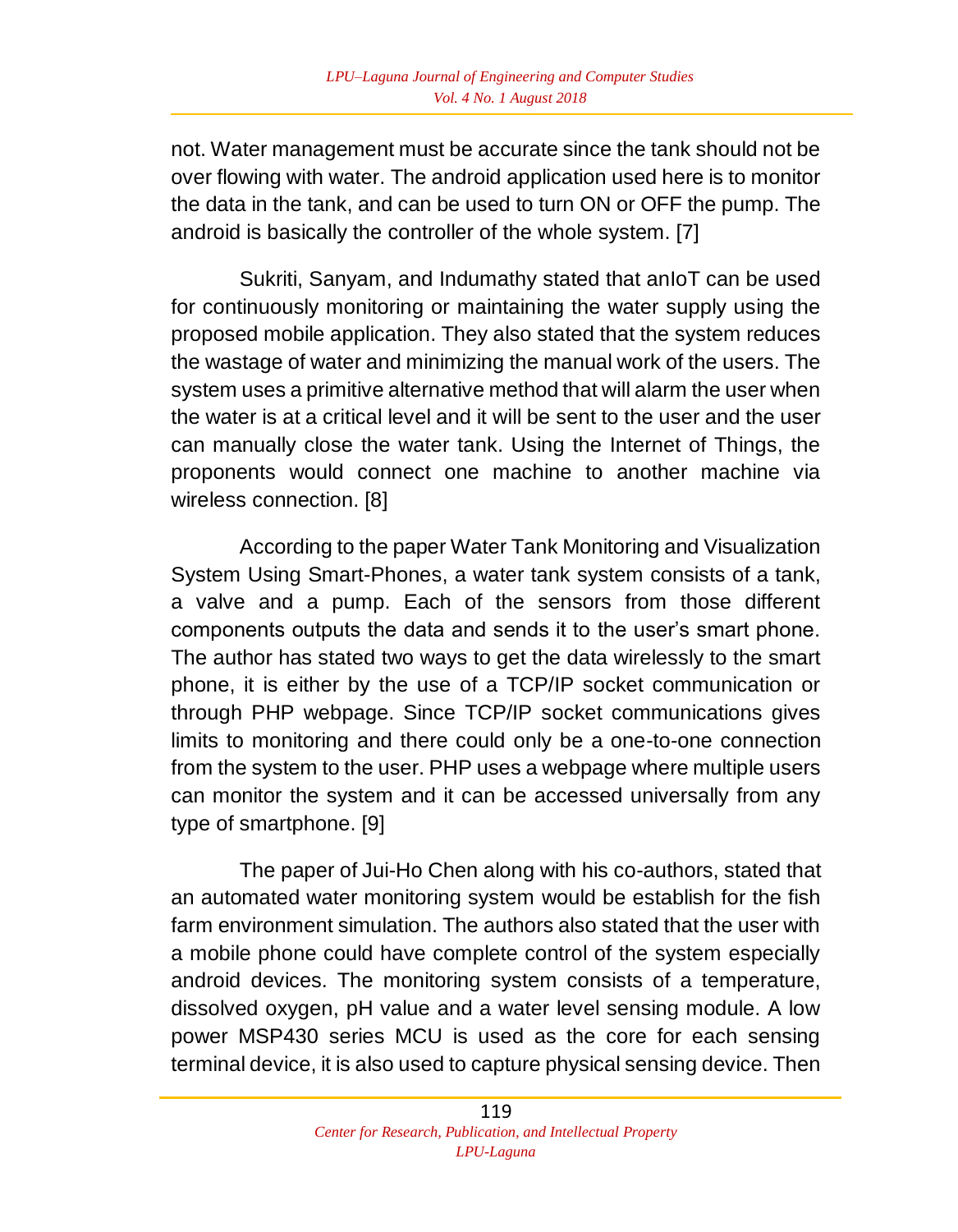not. Water management must be accurate since the tank should not be over flowing with water. The android application used here is to monitor the data in the tank, and can be used to turn ON or OFF the pump. The android is basically the controller of the whole system. [7]

Sukriti, Sanyam, and Indumathy stated that anIoT can be used for continuously monitoring or maintaining the water supply using the proposed mobile application. They also stated that the system reduces the wastage of water and minimizing the manual work of the users. The system uses a primitive alternative method that will alarm the user when the water is at a critical level and it will be sent to the user and the user can manually close the water tank. Using the Internet of Things, the proponents would connect one machine to another machine via wireless connection. [8]

According to the paper Water Tank Monitoring and Visualization System Using Smart-Phones, a water tank system consists of a tank, a valve and a pump. Each of the sensors from those different components outputs the data and sends it to the user's smart phone. The author has stated two ways to get the data wirelessly to the smart phone, it is either by the use of a TCP/IP socket communication or through PHP webpage. Since TCP/IP socket communications gives limits to monitoring and there could only be a one-to-one connection from the system to the user. PHP uses a webpage where multiple users can monitor the system and it can be accessed universally from any type of smartphone. [9]

The paper of Jui-Ho Chen along with his co-authors, stated that an automated water monitoring system would be establish for the fish farm environment simulation. The authors also stated that the user with a mobile phone could have complete control of the system especially android devices. The monitoring system consists of a temperature, dissolved oxygen, pH value and a water level sensing module. A low power MSP430 series MCU is used as the core for each sensing terminal device, it is also used to capture physical sensing device. Then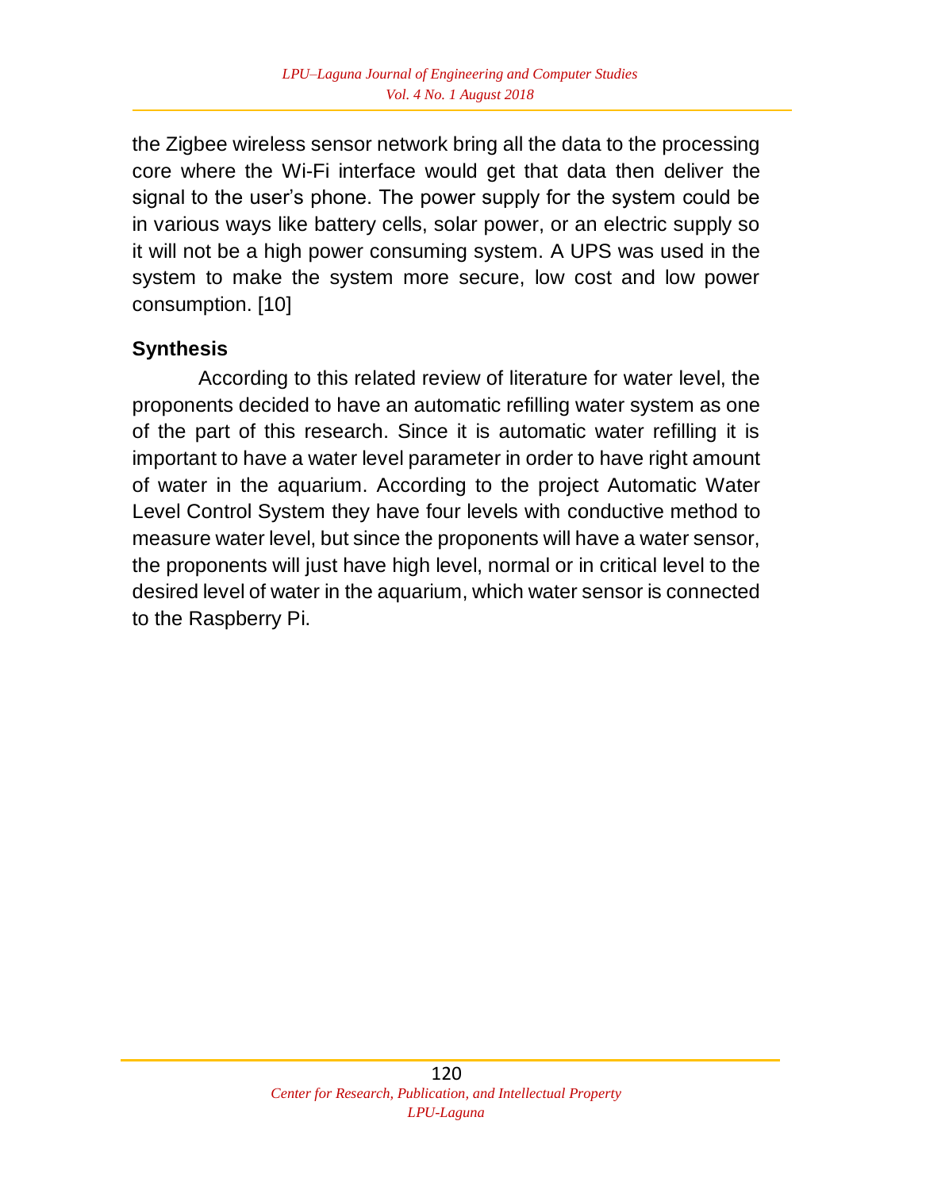the Zigbee wireless sensor network bring all the data to the processing core where the Wi-Fi interface would get that data then deliver the signal to the user's phone. The power supply for the system could be in various ways like battery cells, solar power, or an electric supply so it will not be a high power consuming system. A UPS was used in the system to make the system more secure, low cost and low power consumption. [10]

### Synthesis

According to this related review of literature for water level, the proponents decided to have an automatic refilling water system as one of the part of this research. Since it is automatic water refilling it is important to have a water level parameter in order to have right amount of water in the aquarium. According to the project Automatic Water Level Control System they have four levels with conductive method to measure water level, but since the proponents will have a water sensor, the proponents will just have high level, normal or in critical level to the desired level of water in the aquarium, which water sensor is connected to the Raspberry Pi.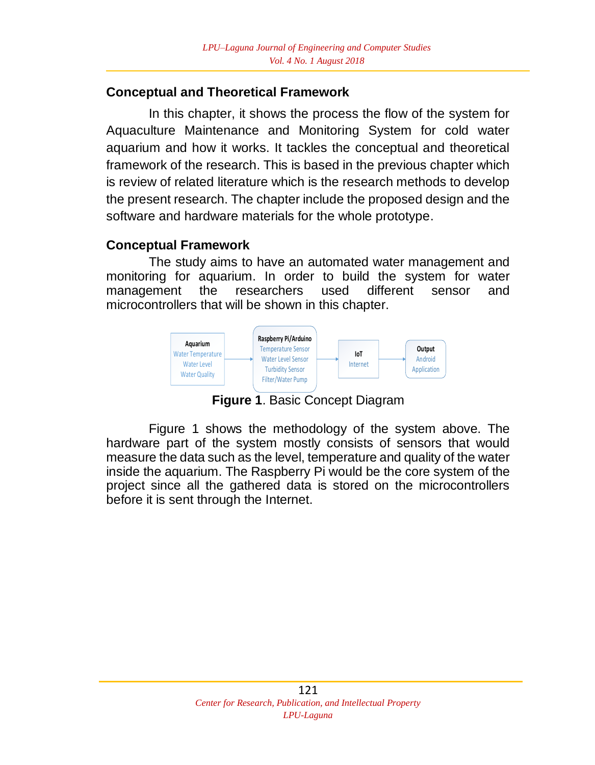## Conceptual and Theoretical Framework

In this chapter, it shows the process the flow of the system for Aquaculture Maintenance and Monitoring System for cold water aquarium and how it works. It tackles the conceptual and theoretical framework of the research. This is based in the previous chapter which is review of related literature which is the research methods to develop the present research. The chapter include the proposed design and the software and hardware materials for the whole prototype.

## Conceptual Framework

The study aims to have an automated water management and monitoring for aquarium. In order to build the system for water management the researchers used different sensor and microcontrollers that will be shown in this chapter.

| Aquarium | | Raspberry Pi/Arduino | | IoT | | Output |
|---|---|---|---|---|---|---|
| Water Temperature | → | Temperature Sensor | → | Internet | → | Android |
| Water Level | | Water Level Sensor | | | | Application |
| Water Quality | | Turbidity Sensor | | | | |
| | | Filter/Water Pump | | | | |

**Figure 1**. Basic Concept Diagram

Figure 1 shows the methodology of the system above. The hardware part of the system mostly consists of sensors that would measure the data such as the level, temperature and quality of the water inside the aquarium. The Raspberry Pi would be the core system of the project since all the gathered data is stored on the microcontrollers before it is sent through the Internet.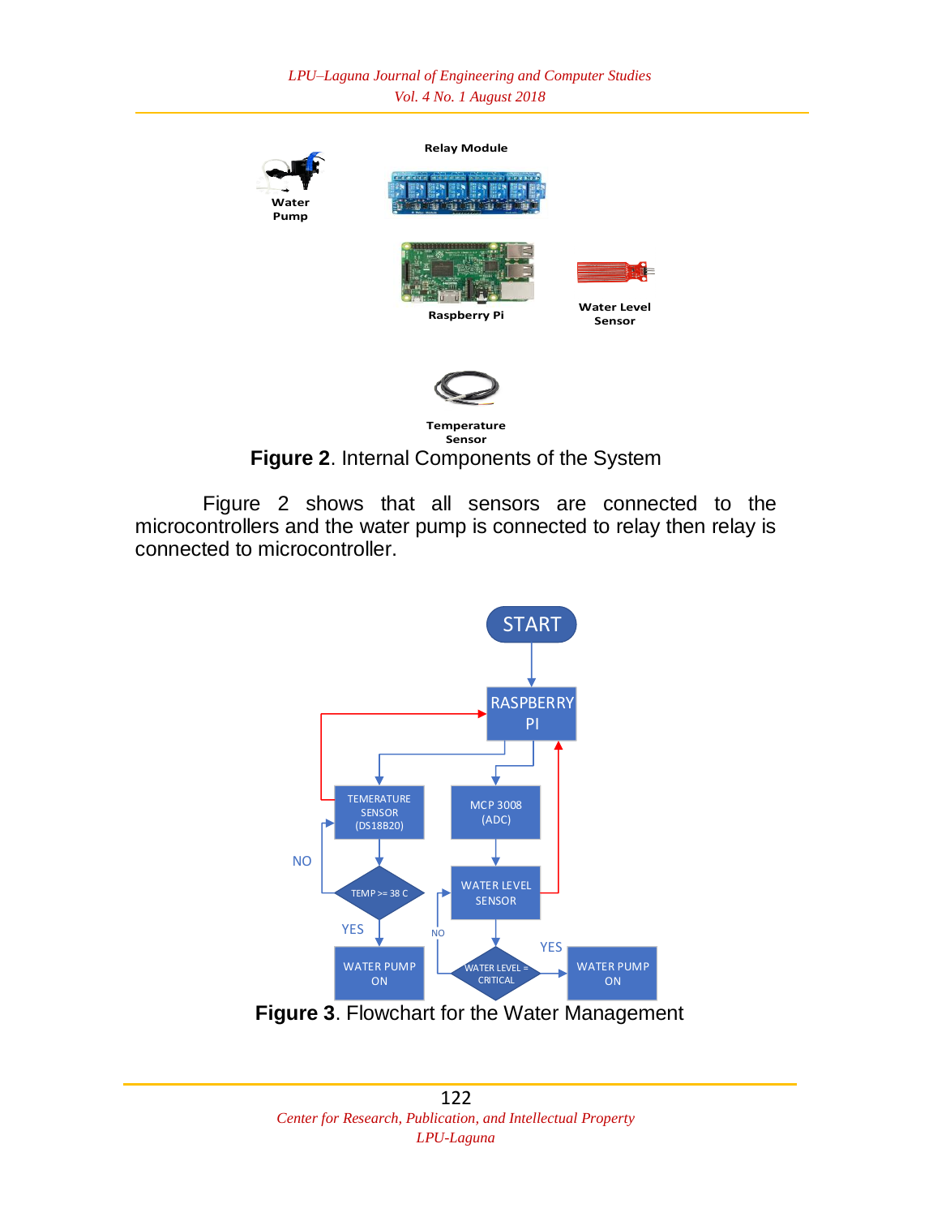**Figure 2**. Internal Components of the System

Figure 2 shows that all sensors are connected to the microcontrollers and the water pump is connected to relay then relay is connected to microcontroller.

**Figure 3**. Flowchart for the Water Management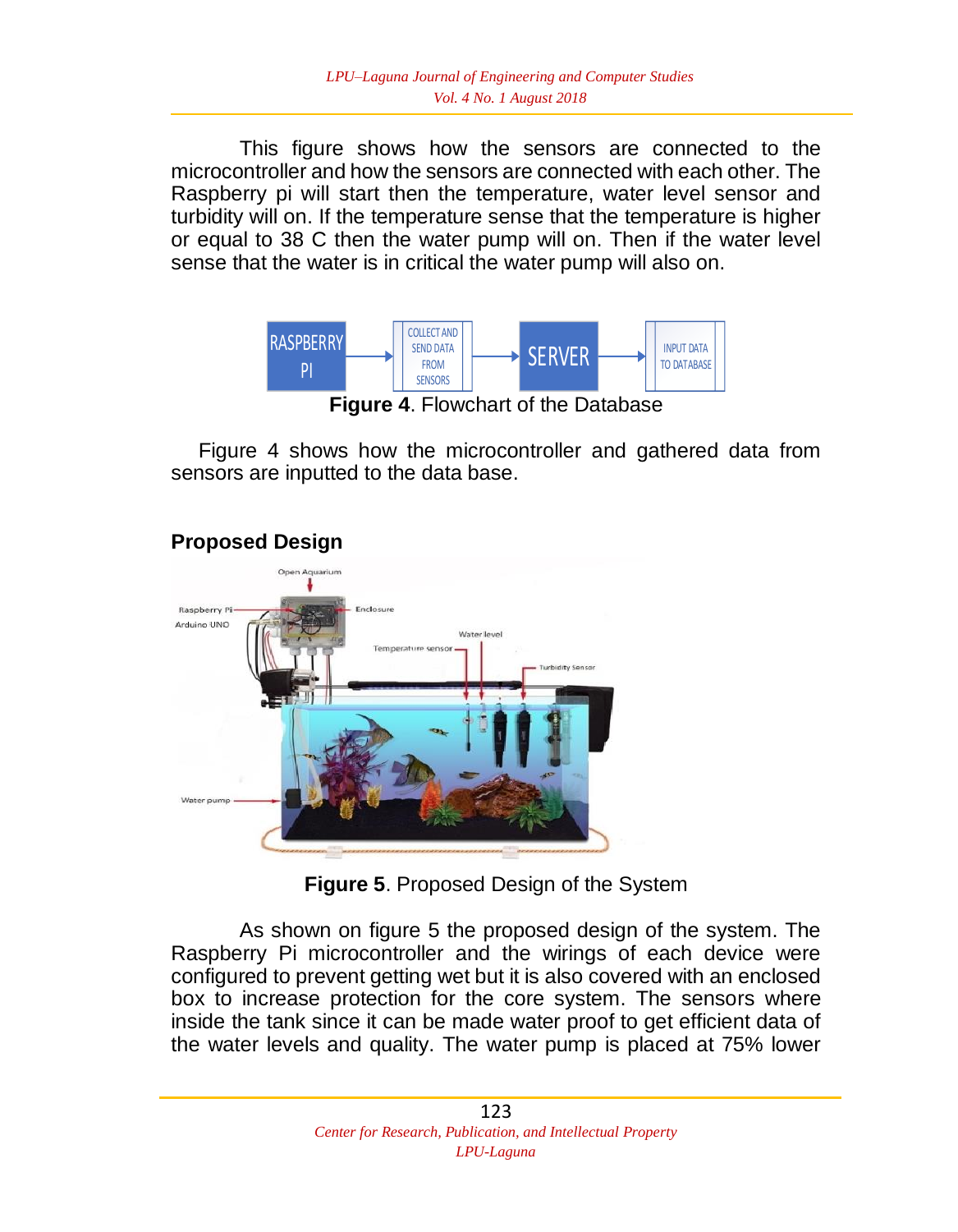This figure shows how the sensors are connected to the microcontroller and how the sensors are connected with each other. The Raspberry pi will start then the temperature, water level sensor and turbidity will on. If the temperature sense that the temperature is higher or equal to 38 C then the water pump will on. Then if the water level sense that the water is in critical the water pump will also on.

**Figure 4**. Flowchart of the Database

Figure 4 shows how the microcontroller and gathered data from sensors are inputted to the data base.

## Proposed Design

**Figure 5**. Proposed Design of the System

As shown on figure 5 the proposed design of the system. The Raspberry Pi microcontroller and the wirings of each device were configured to prevent getting wet but it is also covered with an enclosed box to increase protection for the core system. The sensors where inside the tank since it can be made water proof to get efficient data of the water levels and quality. The water pump is placed at 75% lower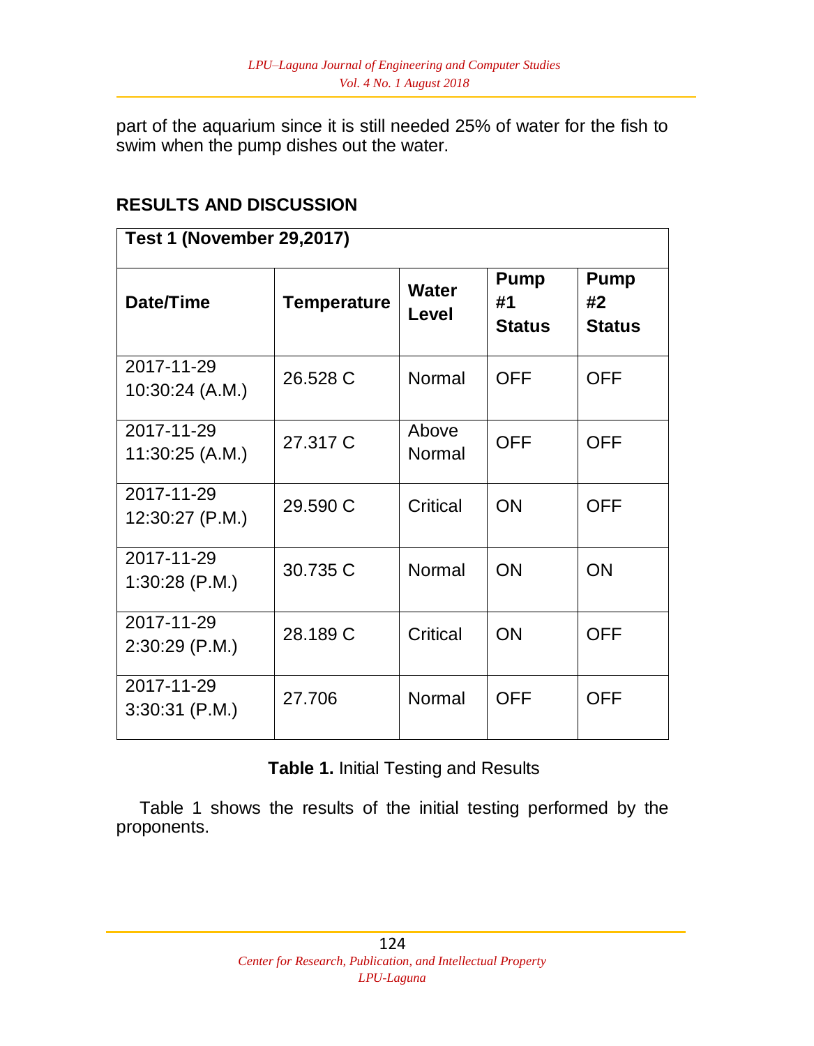part of the aquarium since it is still needed 25% of water for the fish to swim when the pump dishes out the water.

## RESULTS AND DISCUSSION

| **Test 1 (November 29,2017)** | | | | |
|---|---|---|---|---|
| **Date/Time** | **Temperature** | **Water Level** | **Pump #1 Status** | **Pump #2 Status** |
| 2017-11-29 10:30:24 (A.M.) | 26.528 C | Normal | OFF | OFF |
| 2017-11-29 11:30:25 (A.M.) | 27.317 C | Above Normal | OFF | OFF |
| 2017-11-29 12:30:27 (P.M.) | 29.590 C | Critical | ON | OFF |
| 2017-11-29 1:30:28 (P.M.) | 30.735 C | Normal | ON | ON |
| 2017-11-29 2:30:29 (P.M.) | 28.189 C | Critical | ON | OFF |
| 2017-11-29 3:30:31 (P.M.) | 27.706 | Normal | OFF | OFF |

**Table 1.** Initial Testing and Results

Table 1 shows the results of the initial testing performed by the proponents.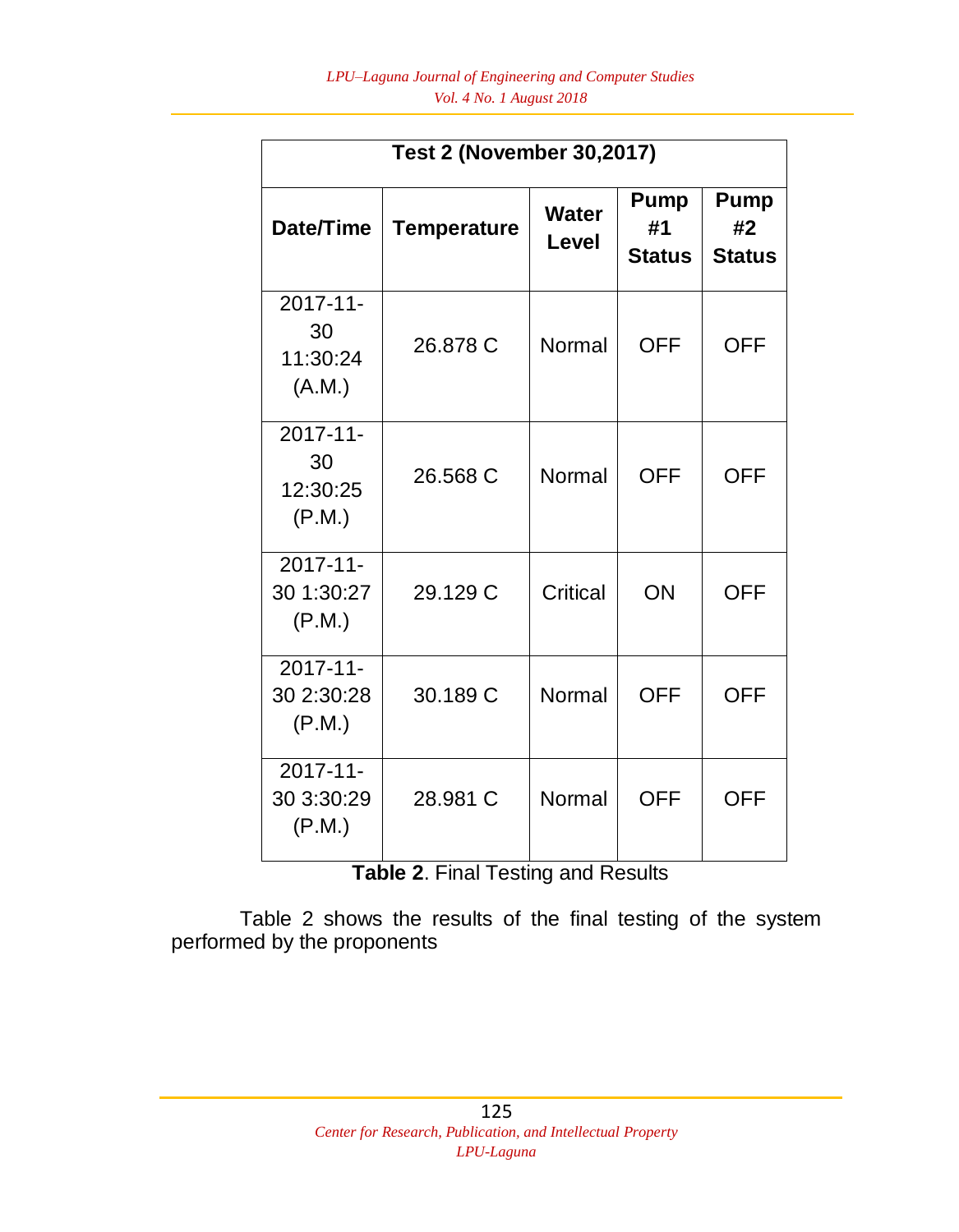| Test 2 (November 30,2017) | | | | |
|---|---|---|---|---|
| **Date/Time** | **Temperature** | **Water Level** | **Pump #1 Status** | **Pump #2 Status** |
| 2017-11-30 11:30:24 (A.M.) | 26.878 C | Normal | OFF | OFF |
| 2017-11-30 12:30:25 (P.M.) | 26.568 C | Normal | OFF | OFF |
| 2017-11-30 1:30:27 (P.M.) | 29.129 C | Critical | ON | OFF |
| 2017-11-30 2:30:28 (P.M.) | 30.189 C | Normal | OFF | OFF |
| 2017-11-30 3:30:29 (P.M.) | 28.981 C | Normal | OFF | OFF |

**Table 2**. Final Testing and Results

Table 2 shows the results of the final testing of the system performed by the proponents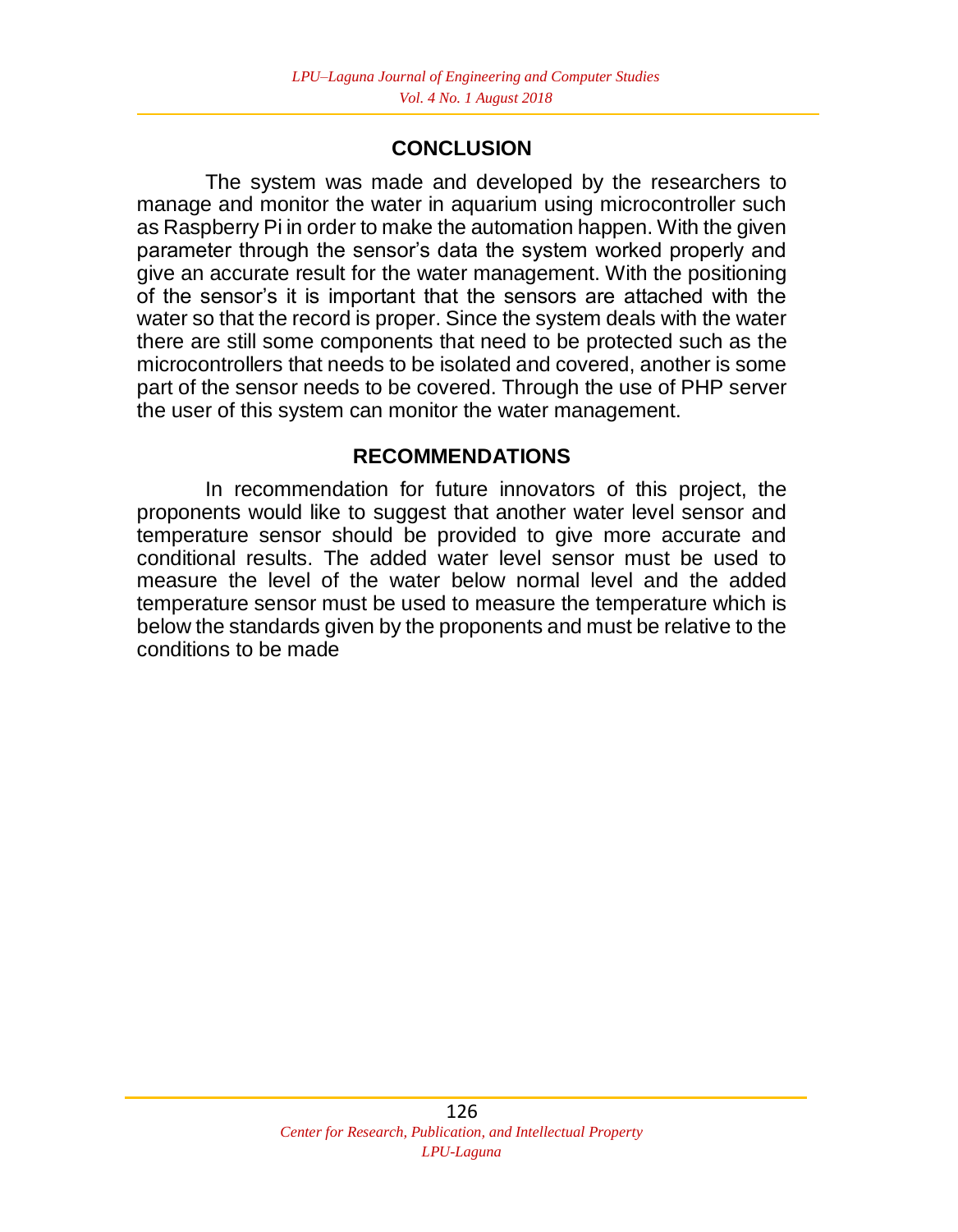## CONCLUSION

The system was made and developed by the researchers to manage and monitor the water in aquarium using microcontroller such as Raspberry Pi in order to make the automation happen. With the given parameter through the sensor's data the system worked properly and give an accurate result for the water management. With the positioning of the sensor's it is important that the sensors are attached with the water so that the record is proper. Since the system deals with the water there are still some components that need to be protected such as the microcontrollers that needs to be isolated and covered, another is some part of the sensor needs to be covered. Through the use of PHP server the user of this system can monitor the water management.

## RECOMMENDATIONS

In recommendation for future innovators of this project, the proponents would like to suggest that another water level sensor and temperature sensor should be provided to give more accurate and conditional results. The added water level sensor must be used to measure the level of the water below normal level and the added temperature sensor must be used to measure the temperature which is below the standards given by the proponents and must be relative to the conditions to be made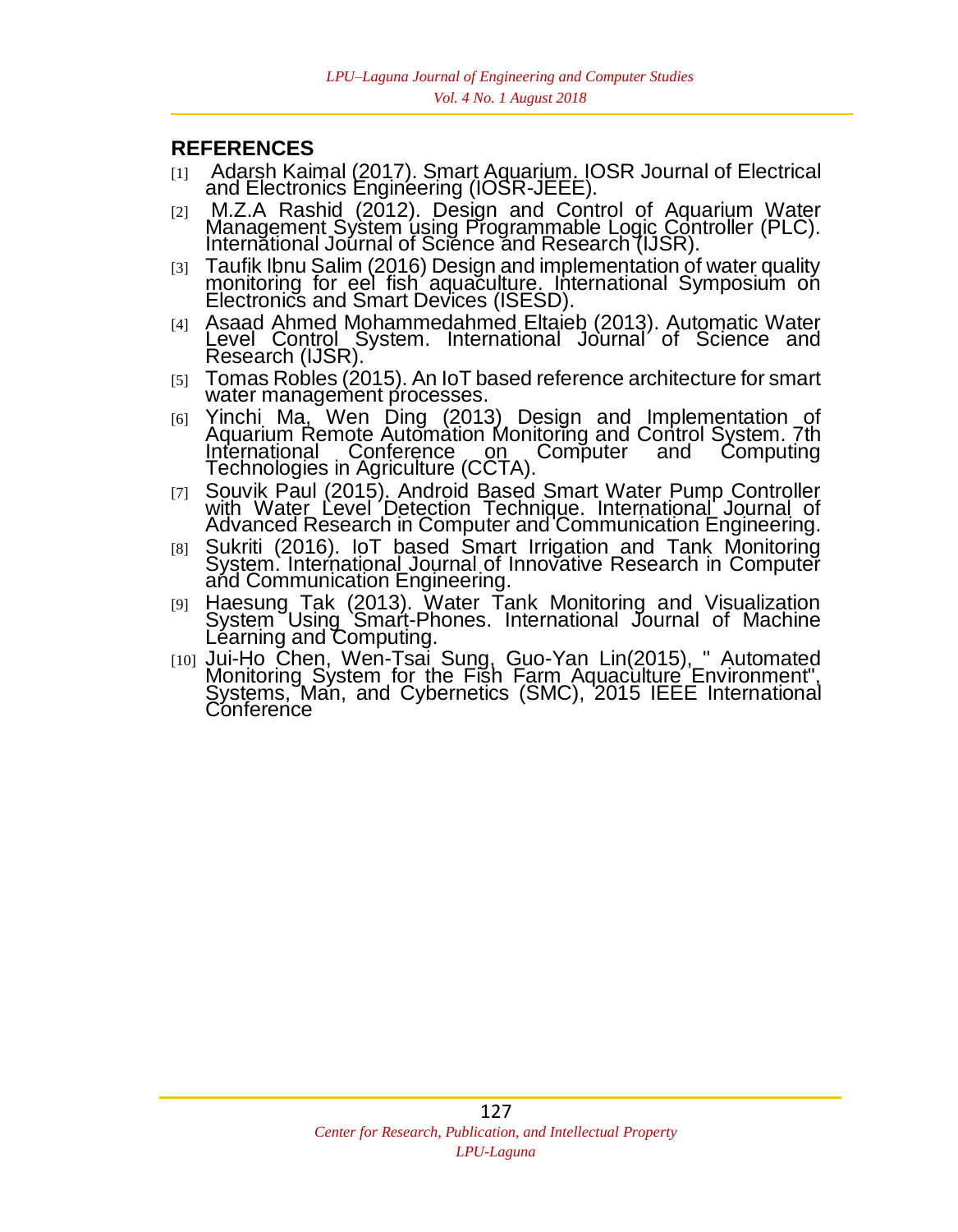## REFERENCES

[1] Adarsh Kaimal (2017). Smart Aquarium. IOSR Journal of Electrical and Electronics Engineering (IOSR-JEEE).

[2] M.Z.A Rashid (2012). Design and Control of Aquarium Water Management System using Programmable Logic Controller (PLC). International Journal of Science and Research (IJSR).

[3] Taufik Ibnu Salim (2016) Design and implementation of water quality monitoring for eel fish aquaculture. International Symposium on Electronics and Smart Devices (ISESD).

[4] Asaad Ahmed Mohammedahmed Eltaieb (2013). Automatic Water Level Control System. International Journal of Science and Research (IJSR).

[5] Tomas Robles (2015). An IoT based reference architecture for smart water management processes.

[6] Yinchi Ma, Wen Ding (2013) Design and Implementation of Aquarium Remote Automation Monitoring and Control System. 7th International Conference on Computer and Computing Technologies in Agriculture (CCTA).

[7] Souvik Paul (2015). Android Based Smart Water Pump Controller with Water Level Detection Technique. International Journal of Advanced Research in Computer and Communication Engineering.

[8] Sukriti (2016). IoT based Smart Irrigation and Tank Monitoring System. International Journal of Innovative Research in Computer and Communication Engineering.

[9] Haesung Tak (2013). Water Tank Monitoring and Visualization System Using Smart-Phones. International Journal of Machine Learning and Computing.

[10] Jui-Ho Chen, Wen-Tsai Sung, Guo-Yan Lin(2015), " Automated Monitoring System for the Fish Farm Aquaculture Environment", Systems, Man, and Cybernetics (SMC), 2015 IEEE International Conference